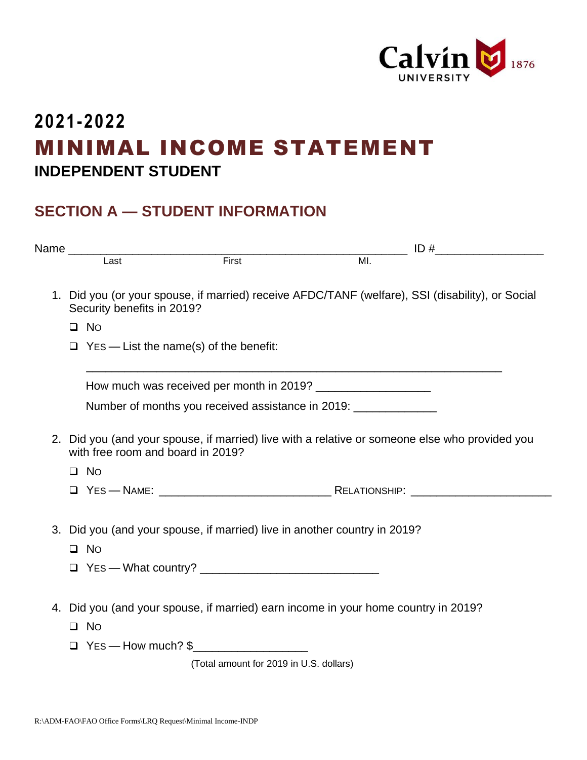Calvin UNIVERSITY 1876

# 2021-2022

# MINIMAL INCOME STATEMENT

## INDEPENDENT STUDENT

## SECTION A — STUDENT INFORMATION

Name ____________________________________________________ ID #________________

Last First MI.

1. Did you (or your spouse, if married) receive AFDC/TANF (welfare), SSI (disability), or Social Security benefits in 2019?

   ❑ NO

   ❑ YES — List the name(s) of the benefit:

   _______________________________________________________________

   How much was received per month in 2019? _________________

   Number of months you received assistance in 2019: ____________

2. Did you (and your spouse, if married) live with a relative or someone else who provided you with free room and board in 2019?

   ❑ NO

   ❑ YES — NAME: __________________________ RELATIONSHIP: _____________________

3. Did you (and your spouse, if married) live in another country in 2019?

   ❑ NO

   ❑ YES — What country? ___________________________

4. Did you (and your spouse, if married) earn income in your home country in 2019?

   ❑ NO

   ❑ YES — How much? $_________________

   (Total amount for 2019 in U.S. dollars)

R:\ADM-FAO\FAO Office Forms\LRQ Request\Minimal Income-INDP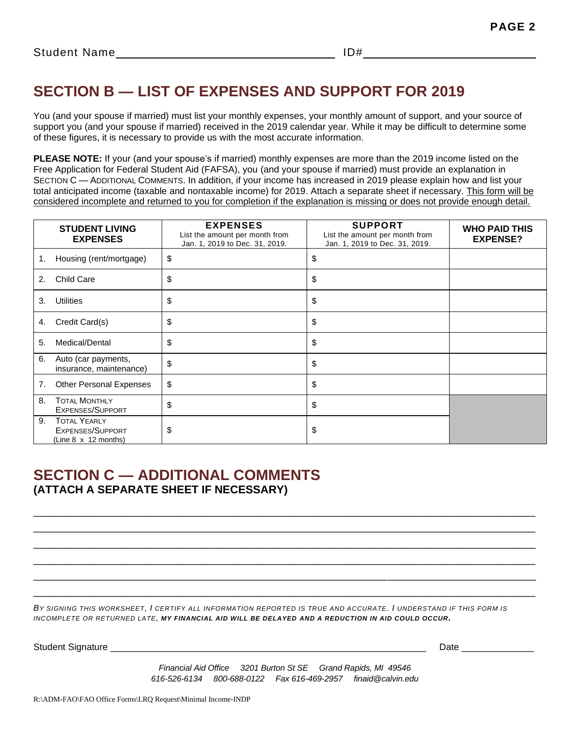Student Name ______________________________ ID# ______________________

## SECTION B — LIST OF EXPENSES AND SUPPORT FOR 2019

You (and your spouse if married) must list your monthly expenses, your monthly amount of support, and your source of support you (and your spouse if married) received in the 2019 calendar year. While it may be difficult to determine some of these figures, it is necessary to provide us with the most accurate information.

**PLEASE NOTE:** If your (and your spouse's if married) monthly expenses are more than the 2019 income listed on the Free Application for Federal Student Aid (FAFSA), you (and your spouse if married) must provide an explanation in SECTION C — ADDITIONAL COMMENTS. In addition, if your income has increased in 2019 please explain how and list your total anticipated income (taxable and nontaxable income) for 2019. Attach a separate sheet if necessary. This form will be considered incomplete and returned to you for completion if the explanation is missing or does not provide enough detail.

| STUDENT LIVING EXPENSES | EXPENSES List the amount per month from Jan. 1, 2019 to Dec. 31, 2019. | SUPPORT List the amount per month from Jan. 1, 2019 to Dec. 31, 2019. | WHO PAID THIS EXPENSE? |
|---|---|---|---|
| 1. Housing (rent/mortgage) | $ | $ | |
| 2. Child Care | $ | $ | |
| 3. Utilities | $ | $ | |
| 4. Credit Card(s) | $ | $ | |
| 5. Medical/Dental | $ | $ | |
| 6. Auto (car payments, insurance, maintenance) | $ | $ | |
| 7. Other Personal Expenses | $ | $ | |
| 8. TOTAL MONTHLY EXPENSES/SUPPORT | $ | $ | |
| 9. TOTAL YEARLY EXPENSES/SUPPORT (Line 8 x 12 months) | $ | $ | |

## SECTION C — ADDITIONAL COMMENTS
**(ATTACH A SEPARATE SHEET IF NECESSARY)**

______________________________________________________________________________

______________________________________________________________________________

______________________________________________________________________________

______________________________________________________________________________

______________________________________________________________________________

______________________________________________________________________________

*BY SIGNING THIS WORKSHEET, I CERTIFY ALL INFORMATION REPORTED IS TRUE AND ACCURATE. I UNDERSTAND IF THIS FORM IS INCOMPLETE OR RETURNED LATE,* ***MY FINANCIAL AID WILL BE DELAYED AND A REDUCTION IN AID COULD OCCUR.***

Student Signature ____________________________________________ Date _____________

*Financial Aid Office 3201 Burton St SE Grand Rapids, MI 49546*
*616-526-6134 800-688-0122 Fax 616-469-2957 finaid@calvin.edu*

R:\ADM-FAO\FAO Office Forms\LRQ Request\Minimal Income-INDP